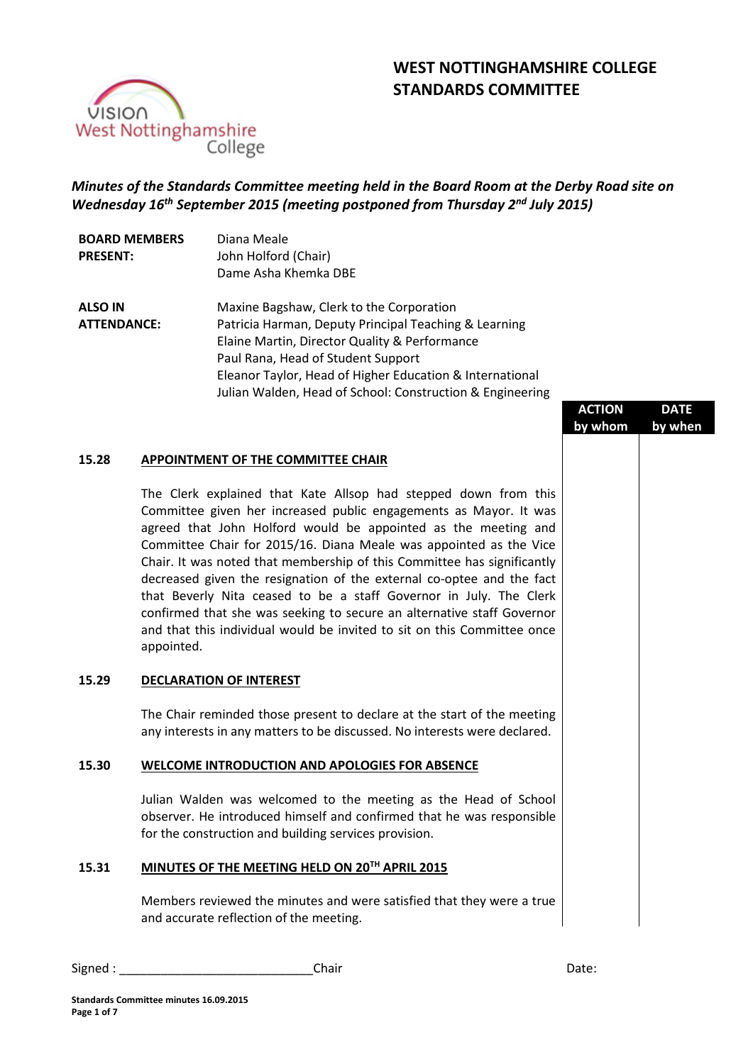# WEST NOTTINGHAMSHIRE COLLEGE
# STANDARDS COMMITTEE

***Minutes of the Standards Committee meeting held in the Board Room at the Derby Road site on Wednesday 16th September 2015 (meeting postponed from Thursday 2nd July 2015)***

| | |
|---|---|
| **BOARD MEMBERS PRESENT:** | Diana Meale<br>John Holford (Chair)<br>Dame Asha Khemka DBE |
| **ALSO IN ATTENDANCE:** | Maxine Bagshaw, Clerk to the Corporation<br>Patricia Harman, Deputy Principal Teaching & Learning<br>Elaine Martin, Director Quality & Performance<br>Paul Rana, Head of Student Support<br>Eleanor Taylor, Head of Higher Education & International<br>Julian Walden, Head of School: Construction & Engineering |

| | | ACTION by whom | DATE by when |
|---|---|---|---|
| **15.28** | **APPOINTMENT OF THE COMMITTEE CHAIR** | | |
| | The Clerk explained that Kate Allsop had stepped down from this Committee given her increased public engagements as Mayor. It was agreed that John Holford would be appointed as the meeting and Committee Chair for 2015/16. Diana Meale was appointed as the Vice Chair. It was noted that membership of this Committee has significantly decreased given the resignation of the external co-optee and the fact that Beverly Nita ceased to be a staff Governor in July. The Clerk confirmed that she was seeking to secure an alternative staff Governor and that this individual would be invited to sit on this Committee once appointed. | | |
| **15.29** | **DECLARATION OF INTEREST** | | |
| | The Chair reminded those present to declare at the start of the meeting any interests in any matters to be discussed. No interests were declared. | | |
| **15.30** | **WELCOME INTRODUCTION AND APOLOGIES FOR ABSENCE** | | |
| | Julian Walden was welcomed to the meeting as the Head of School observer. He introduced himself and confirmed that he was responsible for the construction and building services provision. | | |
| **15.31** | **MINUTES OF THE MEETING HELD ON 20TH APRIL 2015** | | |
| | Members reviewed the minutes and were satisfied that they were a true and accurate reflection of the meeting. | | |

Signed : ____________________________Chair Date: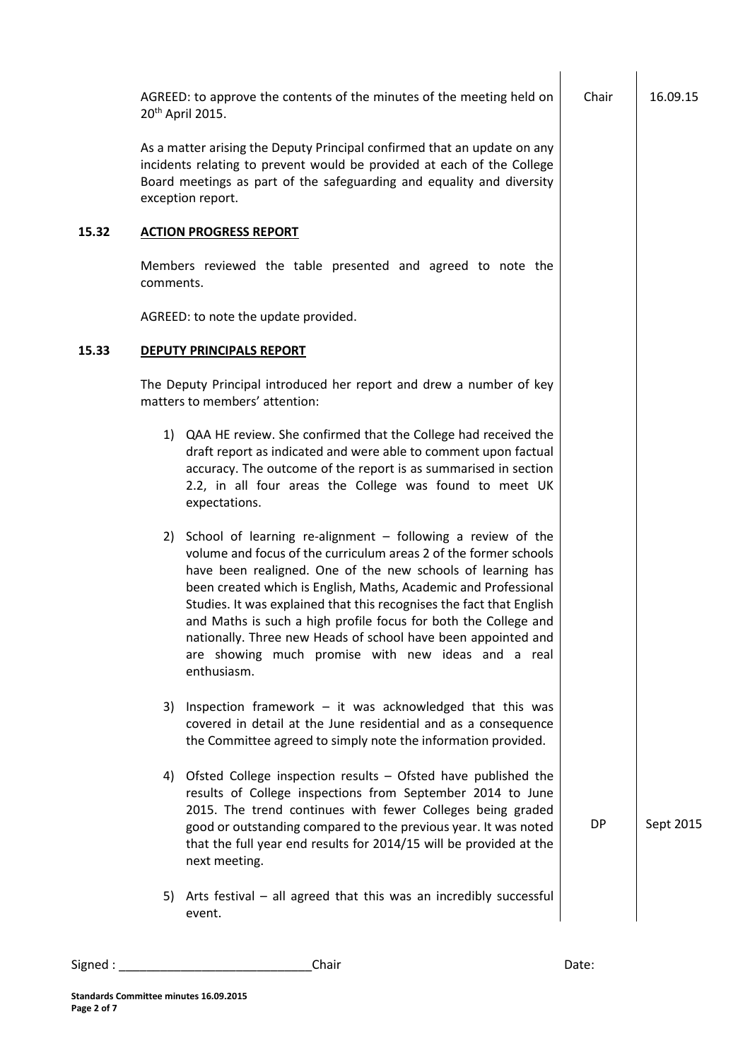| | | Action | Date |
|---|---|---|---|
| | AGREED: to approve the contents of the minutes of the meeting held on 20th April 2015. | Chair | 16.09.15 |
| | As a matter arising the Deputy Principal confirmed that an update on any incidents relating to prevent would be provided at each of the College Board meetings as part of the safeguarding and equality and diversity exception report. | | |
| **15.32** | **<u>ACTION PROGRESS REPORT</u>** | | |
| | Members reviewed the table presented and agreed to note the comments. | | |
| | AGREED: to note the update provided. | | |
| **15.33** | **<u>DEPUTY PRINCIPALS REPORT</u>** | | |
| | The Deputy Principal introduced her report and drew a number of key matters to members' attention: | | |
| | 1) QAA HE review. She confirmed that the College had received the draft report as indicated and were able to comment upon factual accuracy. The outcome of the report is as summarised in section 2.2, in all four areas the College was found to meet UK expectations. | | |
| | 2) School of learning re-alignment – following a review of the volume and focus of the curriculum areas 2 of the former schools have been realigned. One of the new schools of learning has been created which is English, Maths, Academic and Professional Studies. It was explained that this recognises the fact that English and Maths is such a high profile focus for both the College and nationally. Three new Heads of school have been appointed and are showing much promise with new ideas and a real enthusiasm. | | |
| | 3) Inspection framework – it was acknowledged that this was covered in detail at the June residential and as a consequence the Committee agreed to simply note the information provided. | | |
| | 4) Ofsted College inspection results – Ofsted have published the results of College inspections from September 2014 to June 2015. The trend continues with fewer Colleges being graded good or outstanding compared to the previous year. It was noted that the full year end results for 2014/15 will be provided at the next meeting. | DP | Sept 2015 |
| | 5) Arts festival – all agreed that this was an incredibly successful event. | | |

Signed : ____________________________Chair Date: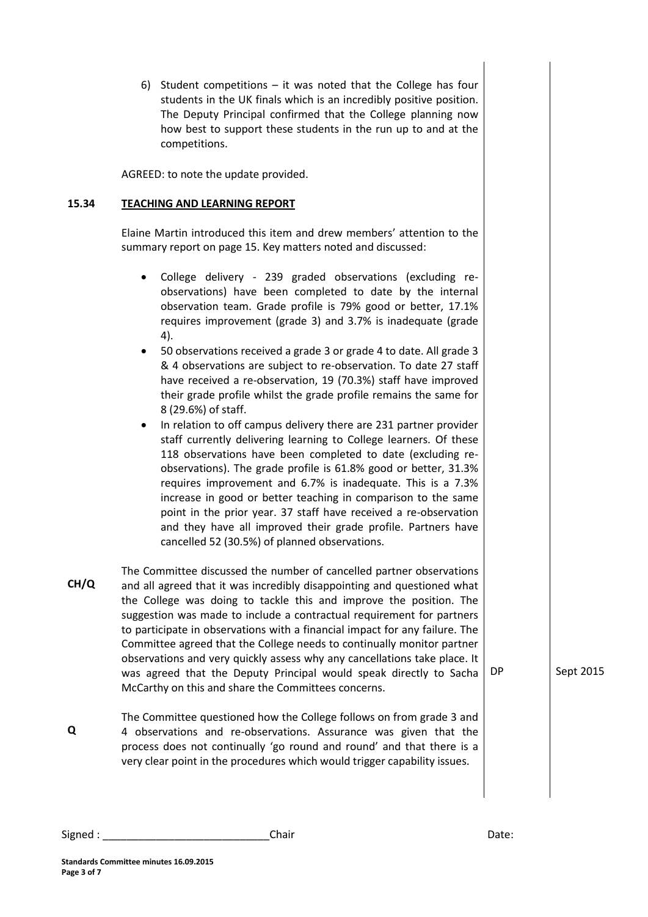6) Student competitions – it was noted that the College has four students in the UK finals which is an incredibly positive position. The Deputy Principal confirmed that the College planning now how best to support these students in the run up to and at the competitions.

AGREED: to note the update provided.

**15.34 TEACHING AND LEARNING REPORT**

Elaine Martin introduced this item and drew members' attention to the summary report on page 15. Key matters noted and discussed:

- College delivery - 239 graded observations (excluding re-observations) have been completed to date by the internal observation team. Grade profile is 79% good or better, 17.1% requires improvement (grade 3) and 3.7% is inadequate (grade 4).
- 50 observations received a grade 3 or grade 4 to date. All grade 3 & 4 observations are subject to re-observation. To date 27 staff have received a re-observation, 19 (70.3%) staff have improved their grade profile whilst the grade profile remains the same for 8 (29.6%) of staff.
- In relation to off campus delivery there are 231 partner provider staff currently delivering learning to College learners. Of these 118 observations have been completed to date (excluding re-observations). The grade profile is 61.8% good or better, 31.3% requires improvement and 6.7% is inadequate. This is a 7.3% increase in good or better teaching in comparison to the same point in the prior year. 37 staff have received a re-observation and they have all improved their grade profile. Partners have cancelled 52 (30.5%) of planned observations.

**CH/Q** The Committee discussed the number of cancelled partner observations and all agreed that it was incredibly disappointing and questioned what the College was doing to tackle this and improve the position. The suggestion was made to include a contractual requirement for partners to participate in observations with a financial impact for any failure. The Committee agreed that the College needs to continually monitor partner observations and very quickly assess why any cancellations take place. It was agreed that the Deputy Principal would speak directly to Sacha McCarthy on this and share the Committees concerns. — DP — Sept 2015

**Q** The Committee questioned how the College follows on from grade 3 and 4 observations and re-observations. Assurance was given that the process does not continually 'go round and round' and that there is a very clear point in the procedures which would trigger capability issues.

Signed : ____________________________Chair Date:

**Standards Committee minutes 16.09.2015**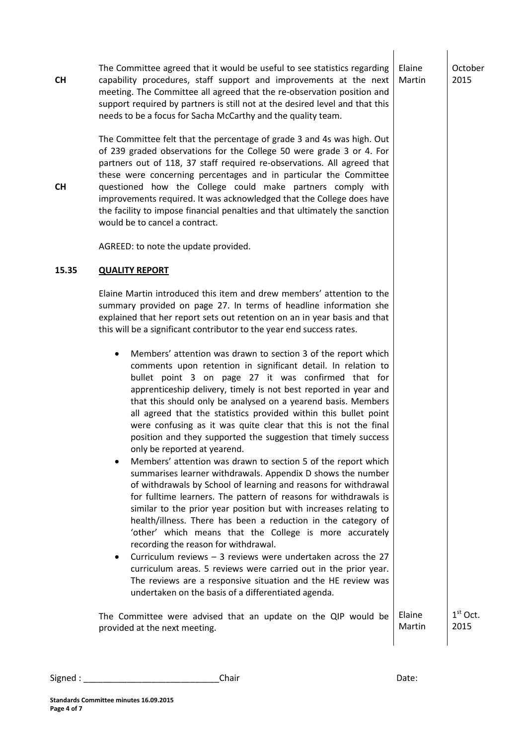| | | | |
|---|---|---|---|
| CH | The Committee agreed that it would be useful to see statistics regarding capability procedures, staff support and improvements at the next meeting. The Committee all agreed that the re-observation position and support required by partners is still not at the desired level and that this needs to be a focus for Sacha McCarthy and the quality team. | Elaine Martin | October 2015 |
| CH | The Committee felt that the percentage of grade 3 and 4s was high. Out of 239 graded observations for the College 50 were grade 3 or 4. For partners out of 118, 37 staff required re-observations. All agreed that these were concerning percentages and in particular the Committee questioned how the College could make partners comply with improvements required. It was acknowledged that the College does have the facility to impose financial penalties and that ultimately the sanction would be to cancel a contract. | | |
| | AGREED: to note the update provided. | | |

**15.35 QUALITY REPORT**

Elaine Martin introduced this item and drew members' attention to the summary provided on page 27. In terms of headline information she explained that her report sets out retention on an in year basis and that this will be a significant contributor to the year end success rates.

- Members' attention was drawn to section 3 of the report which comments upon retention in significant detail. In relation to bullet point 3 on page 27 it was confirmed that for apprenticeship delivery, timely is not best reported in year and that this should only be analysed on a yearend basis. Members all agreed that the statistics provided within this bullet point were confusing as it was quite clear that this is not the final position and they supported the suggestion that timely success only be reported at yearend.
- Members' attention was drawn to section 5 of the report which summarises learner withdrawals. Appendix D shows the number of withdrawals by School of learning and reasons for withdrawal for fulltime learners. The pattern of reasons for withdrawals is similar to the prior year position but with increases relating to health/illness. There has been a reduction in the category of 'other' which means that the College is more accurately recording the reason for withdrawal.
- Curriculum reviews – 3 reviews were undertaken across the 27 curriculum areas. 5 reviews were carried out in the prior year. The reviews are a responsive situation and the HE review was undertaken on the basis of a differentiated agenda.

| | | |
|---|---|---|
| The Committee were advised that an update on the QIP would be provided at the next meeting. | Elaine Martin | 1st Oct. 2015 |

Signed : ____________________________Chair Date:

**Standards Committee minutes 16.09.2015**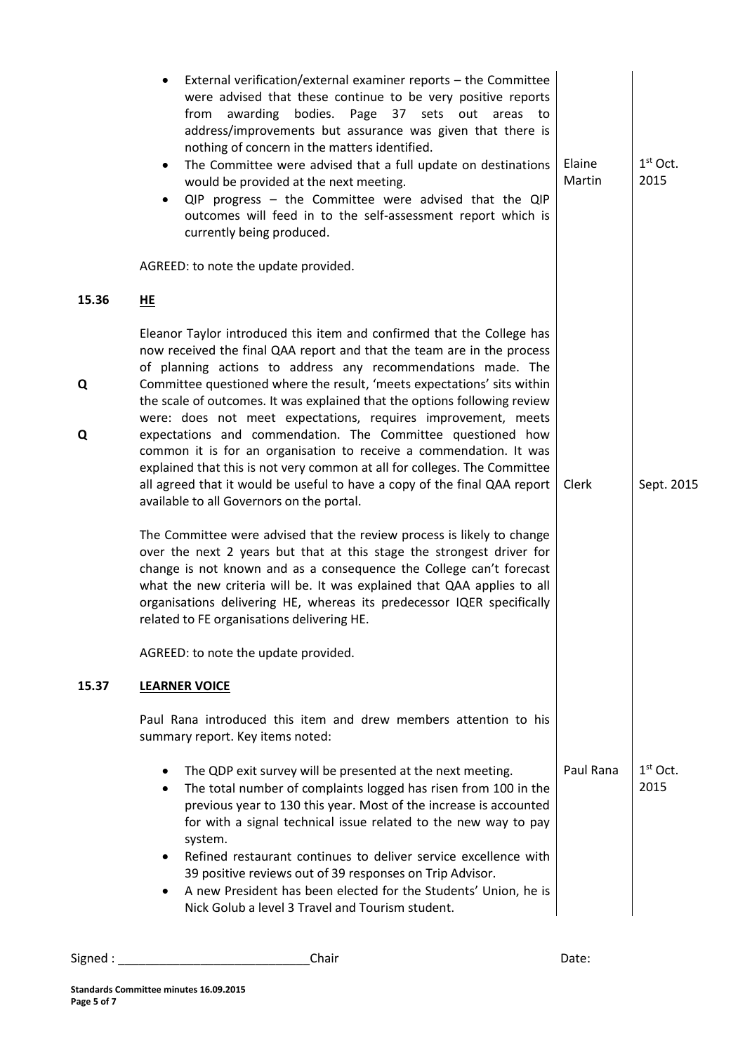- External verification/external examiner reports – the Committee were advised that these continue to be very positive reports from awarding bodies. Page 37 sets out areas to address/improvements but assurance was given that there is nothing of concern in the matters identified.
- The Committee were advised that a full update on destinations would be provided at the next meeting. — **Elaine Martin** — **1st Oct. 2015**
- QIP progress – the Committee were advised that the QIP outcomes will feed in to the self-assessment report which is currently being produced.

AGREED: to note the update provided.

**15.36 HE**

Eleanor Taylor introduced this item and confirmed that the College has now received the final QAA report and that the team are in the process of planning actions to address any recommendations made. The Committee questioned where the result, 'meets expectations' sits within the scale of outcomes. It was explained that the options following review were: does not meet expectations, requires improvement, meets expectations and commendation. The Committee questioned how common it is for an organisation to receive a commendation. It was explained that this is not very common at all for colleges. The Committee all agreed that it would be useful to have a copy of the final QAA report available to all Governors on the portal. — **Clerk** — **Sept. 2015**

**Q** **Q**

The Committee were advised that the review process is likely to change over the next 2 years but that at this stage the strongest driver for change is not known and as a consequence the College can't forecast what the new criteria will be. It was explained that QAA applies to all organisations delivering HE, whereas its predecessor IQER specifically related to FE organisations delivering HE.

AGREED: to note the update provided.

**15.37 LEARNER VOICE**

Paul Rana introduced this item and drew members attention to his summary report. Key items noted:

- The QDP exit survey will be presented at the next meeting. — **Paul Rana** — **1st Oct. 2015**
- The total number of complaints logged has risen from 100 in the previous year to 130 this year. Most of the increase is accounted for with a signal technical issue related to the new way to pay system.
- Refined restaurant continues to deliver service excellence with 39 positive reviews out of 39 responses on Trip Advisor.
- A new President has been elected for the Students' Union, he is Nick Golub a level 3 Travel and Tourism student.

Signed : ____________________________Chair Date:

**Standards Committee minutes 16.09.2015**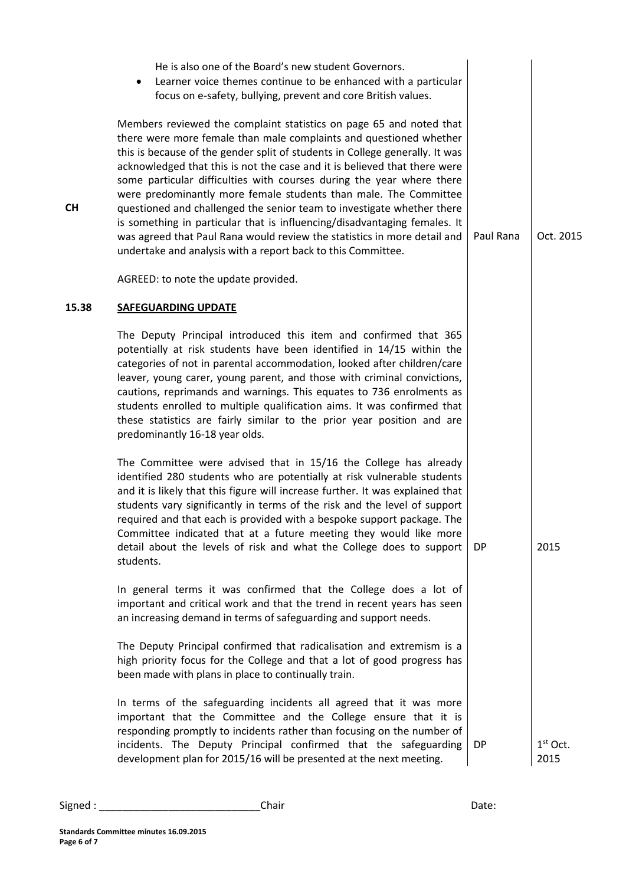He is also one of the Board's new student Governors.

- Learner voice themes continue to be enhanced with a particular focus on e-safety, bullying, prevent and core British values.

| | | | |
|---|---|---|---|
| CH | Members reviewed the complaint statistics on page 65 and noted that there were more female than male complaints and questioned whether this is because of the gender split of students in College generally. It was acknowledged that this is not the case and it is believed that there were some particular difficulties with courses during the year where there were predominantly more female students than male. The Committee questioned and challenged the senior team to investigate whether there is something in particular that is influencing/disadvantaging females. It was agreed that Paul Rana would review the statistics in more detail and undertake and analysis with a report back to this Committee. | Paul Rana | Oct. 2015 |
| | AGREED: to note the update provided. | | |
| **15.38** | **SAFEGUARDING UPDATE** | | |
| | The Deputy Principal introduced this item and confirmed that 365 potentially at risk students have been identified in 14/15 within the categories of not in parental accommodation, looked after children/care leaver, young carer, young parent, and those with criminal convictions, cautions, reprimands and warnings. This equates to 736 enrolments as students enrolled to multiple qualification aims. It was confirmed that these statistics are fairly similar to the prior year position and are predominantly 16-18 year olds. | | |
| | The Committee were advised that in 15/16 the College has already identified 280 students who are potentially at risk vulnerable students and it is likely that this figure will increase further. It was explained that students vary significantly in terms of the risk and the level of support required and that each is provided with a bespoke support package. The Committee indicated that at a future meeting they would like more detail about the levels of risk and what the College does to support students. | DP | 2015 |
| | In general terms it was confirmed that the College does a lot of important and critical work and that the trend in recent years has seen an increasing demand in terms of safeguarding and support needs. | | |
| | The Deputy Principal confirmed that radicalisation and extremism is a high priority focus for the College and that a lot of good progress has been made with plans in place to continually train. | | |
| | In terms of the safeguarding incidents all agreed that it was more important that the Committee and the College ensure that it is responding promptly to incidents rather than focusing on the number of incidents. The Deputy Principal confirmed that the safeguarding development plan for 2015/16 will be presented at the next meeting. | DP | 1st Oct. 2015 |

Signed : ____________________________Chair Date:

**Standards Committee minutes 16.09.2015**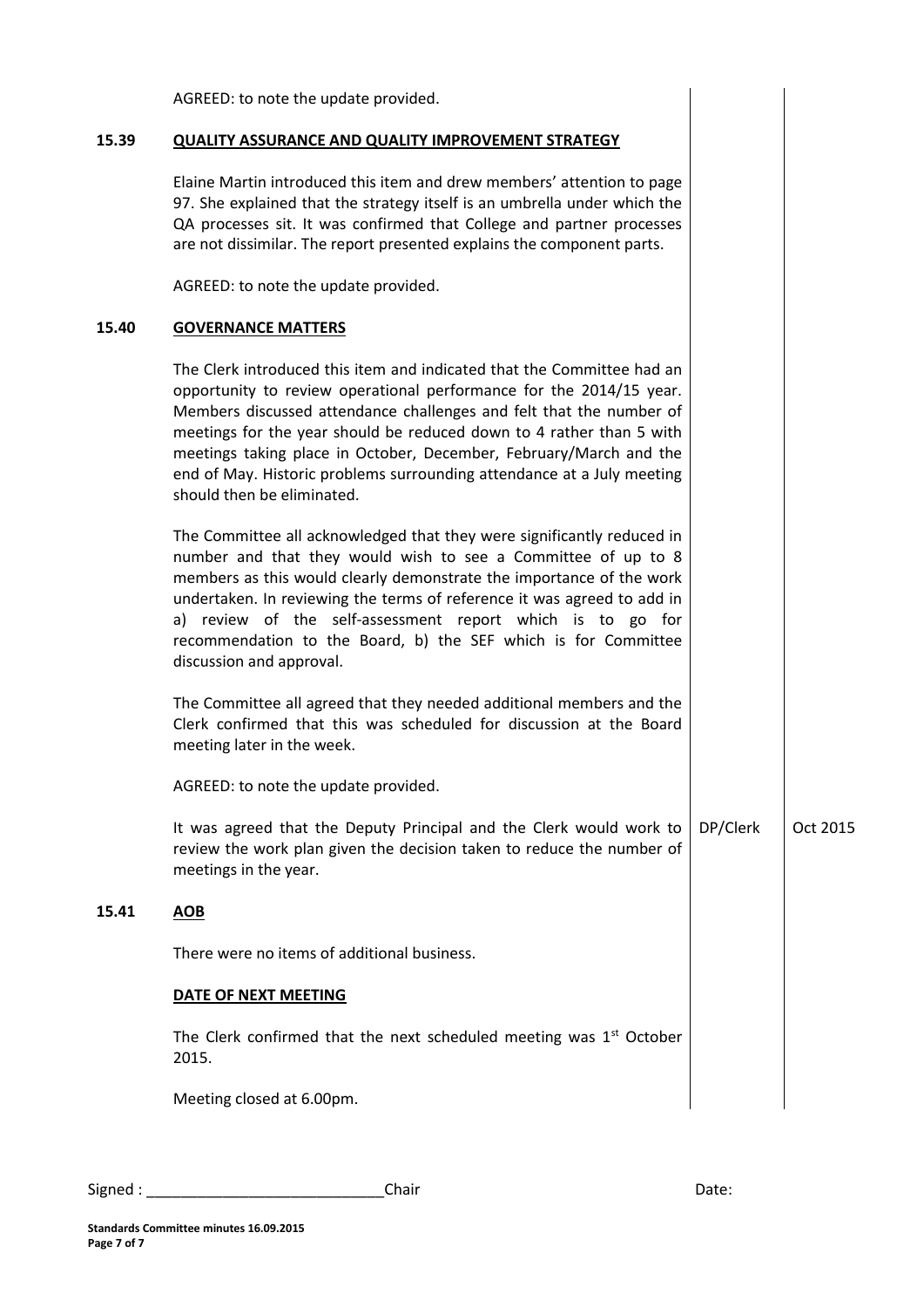AGREED: to note the update provided.

**15.39 QUALITY ASSURANCE AND QUALITY IMPROVEMENT STRATEGY**

Elaine Martin introduced this item and drew members' attention to page 97. She explained that the strategy itself is an umbrella under which the QA processes sit. It was confirmed that College and partner processes are not dissimilar. The report presented explains the component parts.

AGREED: to note the update provided.

**15.40 GOVERNANCE MATTERS**

The Clerk introduced this item and indicated that the Committee had an opportunity to review operational performance for the 2014/15 year. Members discussed attendance challenges and felt that the number of meetings for the year should be reduced down to 4 rather than 5 with meetings taking place in October, December, February/March and the end of May. Historic problems surrounding attendance at a July meeting should then be eliminated.

The Committee all acknowledged that they were significantly reduced in number and that they would wish to see a Committee of up to 8 members as this would clearly demonstrate the importance of the work undertaken. In reviewing the terms of reference it was agreed to add in a) review of the self-assessment report which is to go for recommendation to the Board, b) the SEF which is for Committee discussion and approval.

The Committee all agreed that they needed additional members and the Clerk confirmed that this was scheduled for discussion at the Board meeting later in the week.

AGREED: to note the update provided.

| | | |
|---|---|---|
| It was agreed that the Deputy Principal and the Clerk would work to review the work plan given the decision taken to reduce the number of meetings in the year. | DP/Clerk | Oct 2015 |

**15.41 AOB**

There were no items of additional business.

**DATE OF NEXT MEETING**

The Clerk confirmed that the next scheduled meeting was 1st October 2015.

Meeting closed at 6.00pm.

Signed : ____________________________Chair Date:

**Standards Committee minutes 16.09.2015**